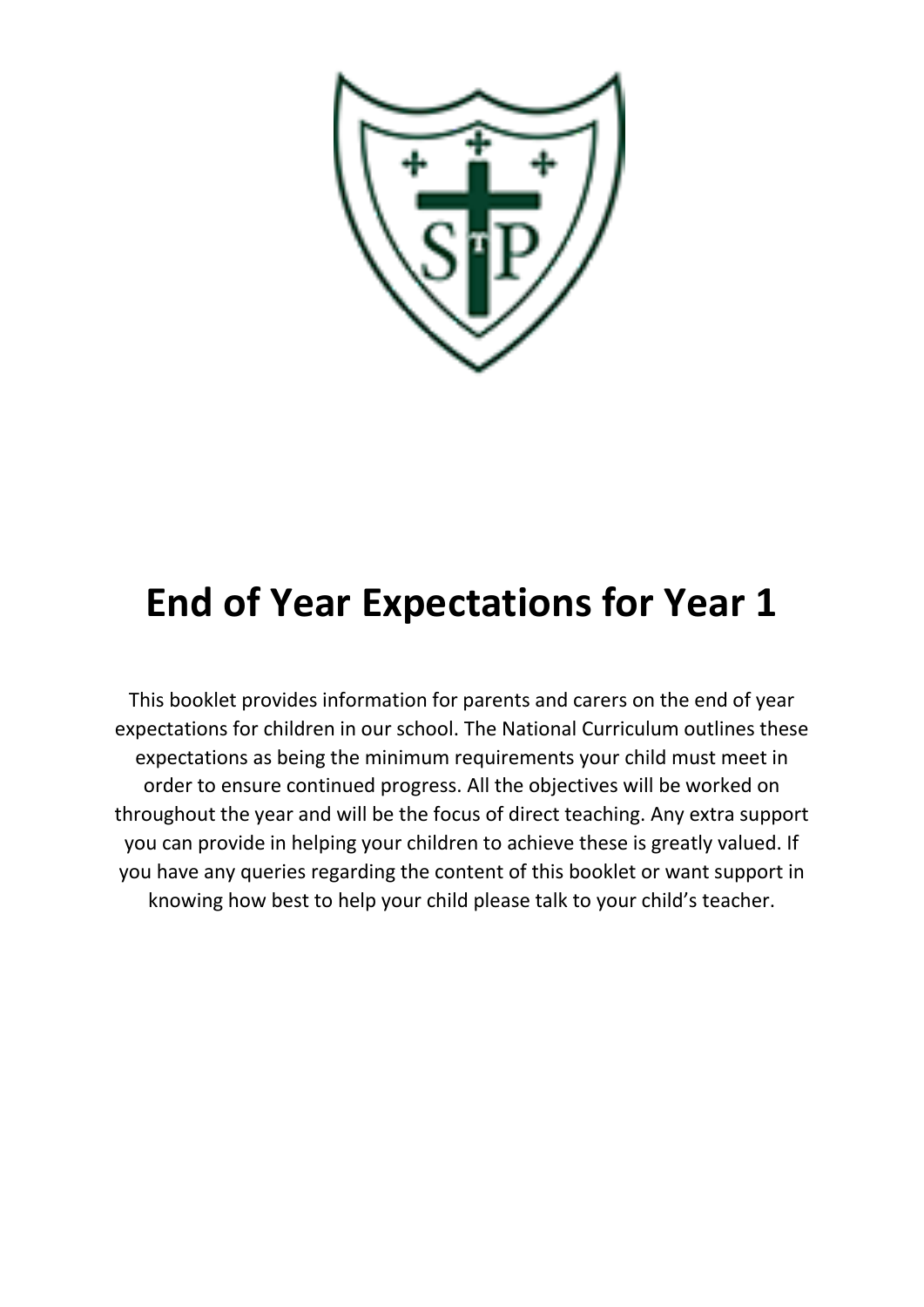# End of Year Expectations for Year 1

This booklet provides information for parents and carers on the end of year expectations for children in our school. The National Curriculum outlines these expectations as being the minimum requirements your child must meet in order to ensure continued progress. All the objectives will be worked on throughout the year and will be the focus of direct teaching. Any extra support you can provide in helping your children to achieve these is greatly valued. If you have any queries regarding the content of this booklet or want support in knowing how best to help your child please talk to your child's teacher.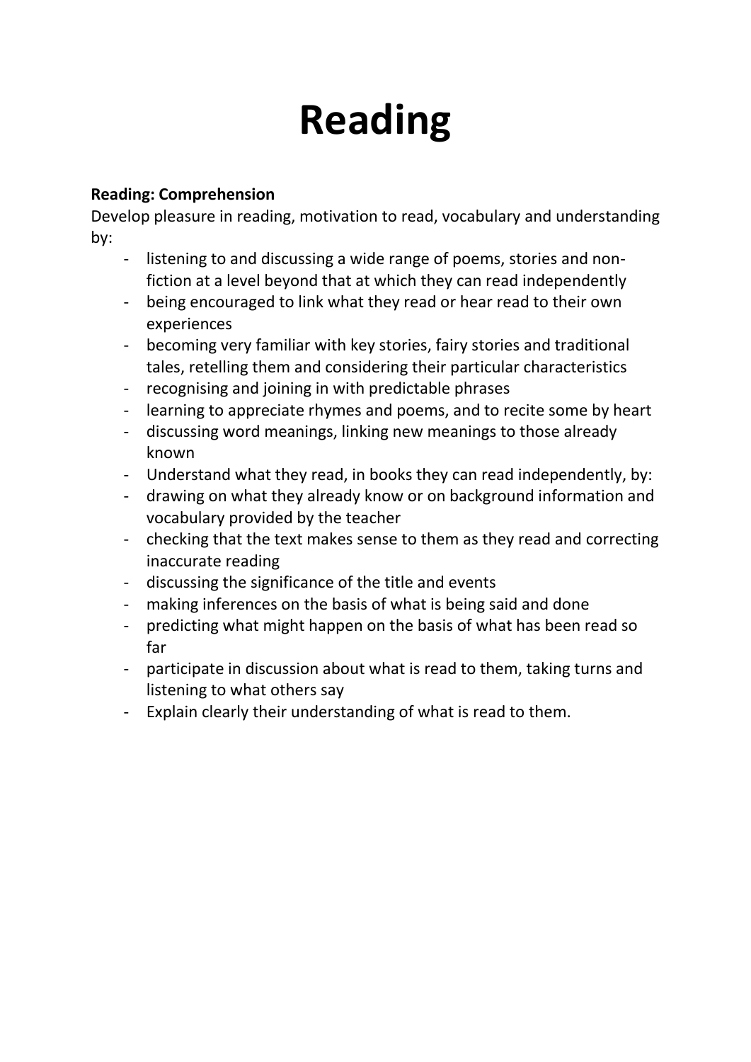# Reading

**Reading: Comprehension**

Develop pleasure in reading, motivation to read, vocabulary and understanding by:

- listening to and discussing a wide range of poems, stories and non-fiction at a level beyond that at which they can read independently
- being encouraged to link what they read or hear read to their own experiences
- becoming very familiar with key stories, fairy stories and traditional tales, retelling them and considering their particular characteristics
- recognising and joining in with predictable phrases
- learning to appreciate rhymes and poems, and to recite some by heart
- discussing word meanings, linking new meanings to those already known
- Understand what they read, in books they can read independently, by:
- drawing on what they already know or on background information and vocabulary provided by the teacher
- checking that the text makes sense to them as they read and correcting inaccurate reading
- discussing the significance of the title and events
- making inferences on the basis of what is being said and done
- predicting what might happen on the basis of what has been read so far
- participate in discussion about what is read to them, taking turns and listening to what others say
- Explain clearly their understanding of what is read to them.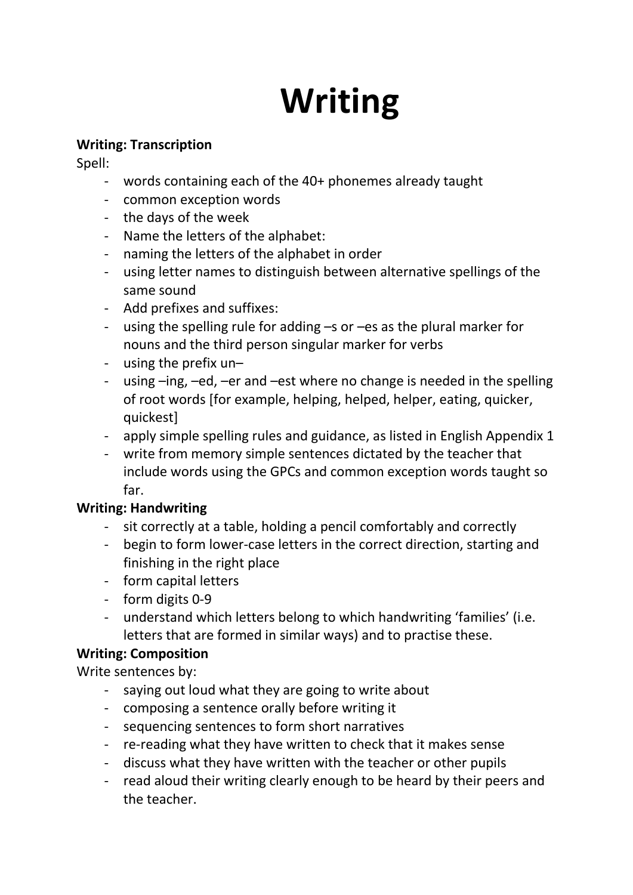# Writing

**Writing: Transcription**

Spell:

- words containing each of the 40+ phonemes already taught
- common exception words
- the days of the week
- Name the letters of the alphabet:
- naming the letters of the alphabet in order
- using letter names to distinguish between alternative spellings of the same sound
- Add prefixes and suffixes:
- using the spelling rule for adding –s or –es as the plural marker for nouns and the third person singular marker for verbs
- using the prefix un–
- using –ing, –ed, –er and –est where no change is needed in the spelling of root words [for example, helping, helped, helper, eating, quicker, quickest]
- apply simple spelling rules and guidance, as listed in English Appendix 1
- write from memory simple sentences dictated by the teacher that include words using the GPCs and common exception words taught so far.

**Writing: Handwriting**

- sit correctly at a table, holding a pencil comfortably and correctly
- begin to form lower-case letters in the correct direction, starting and finishing in the right place
- form capital letters
- form digits 0-9
- understand which letters belong to which handwriting 'families' (i.e. letters that are formed in similar ways) and to practise these.

**Writing: Composition**

Write sentences by:

- saying out loud what they are going to write about
- composing a sentence orally before writing it
- sequencing sentences to form short narratives
- re-reading what they have written to check that it makes sense
- discuss what they have written with the teacher or other pupils
- read aloud their writing clearly enough to be heard by their peers and the teacher.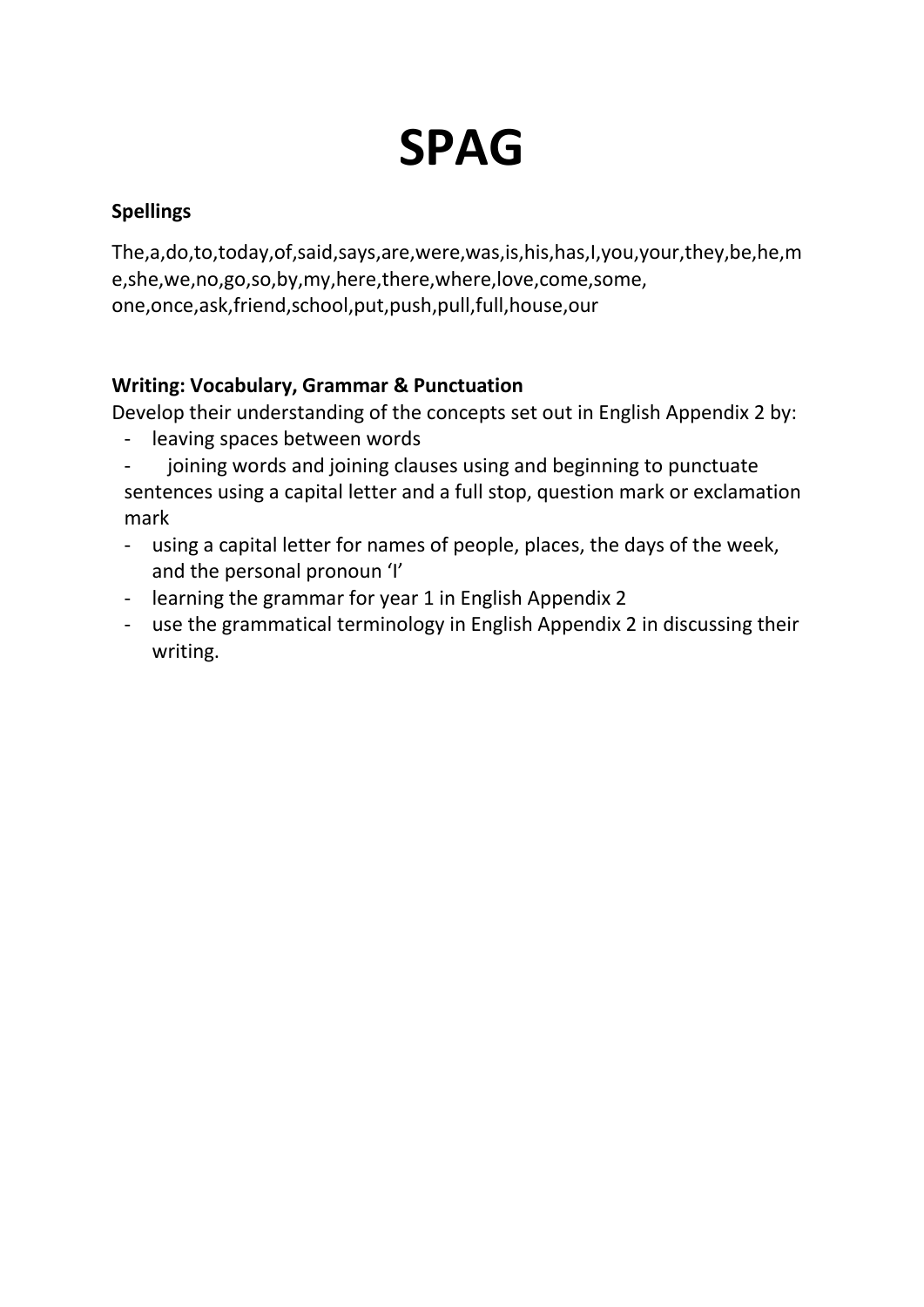# SPAG

**Spellings**

The,a,do,to,today,of,said,says,are,were,was,is,his,has,I,you,your,they,be,he,me,she,we,no,go,so,by,my,here,there,where,love,come,some, one,once,ask,friend,school,put,push,pull,full,house,our

**Writing: Vocabulary, Grammar & Punctuation**

Develop their understanding of the concepts set out in English Appendix 2 by:

- leaving spaces between words
- joining words and joining clauses using and beginning to punctuate sentences using a capital letter and a full stop, question mark or exclamation mark
- using a capital letter for names of people, places, the days of the week, and the personal pronoun 'I'
- learning the grammar for year 1 in English Appendix 2
- use the grammatical terminology in English Appendix 2 in discussing their writing.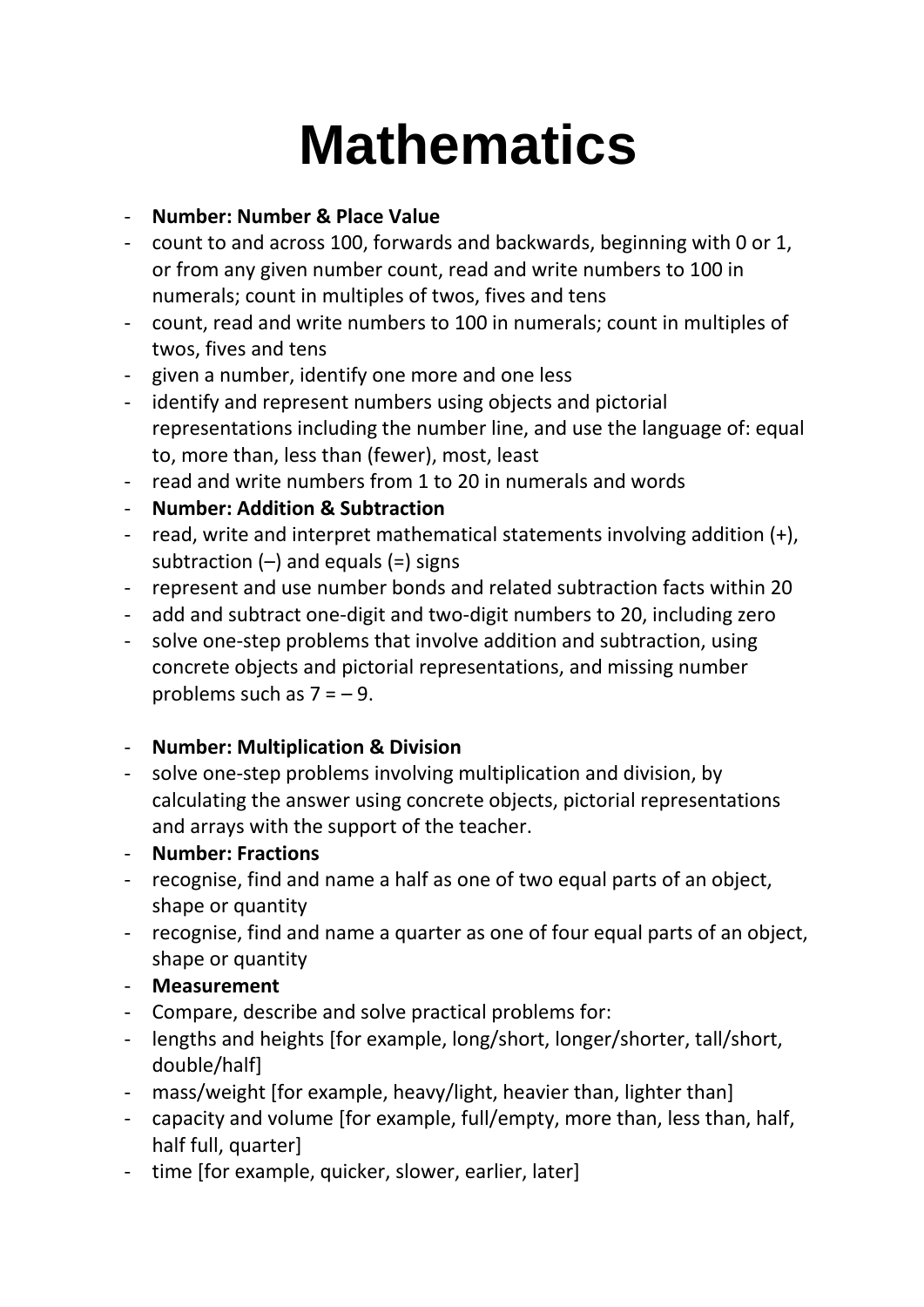# Mathematics

- **Number: Number & Place Value**
- count to and across 100, forwards and backwards, beginning with 0 or 1, or from any given number count, read and write numbers to 100 in numerals; count in multiples of twos, fives and tens
- count, read and write numbers to 100 in numerals; count in multiples of twos, fives and tens
- given a number, identify one more and one less
- identify and represent numbers using objects and pictorial representations including the number line, and use the language of: equal to, more than, less than (fewer), most, least
- read and write numbers from 1 to 20 in numerals and words
- **Number: Addition & Subtraction**
- read, write and interpret mathematical statements involving addition (+), subtraction (–) and equals (=) signs
- represent and use number bonds and related subtraction facts within 20
- add and subtract one-digit and two-digit numbers to 20, including zero
- solve one-step problems that involve addition and subtraction, using concrete objects and pictorial representations, and missing number problems such as 7 = – 9.

- **Number: Multiplication & Division**
- solve one-step problems involving multiplication and division, by calculating the answer using concrete objects, pictorial representations and arrays with the support of the teacher.
- **Number: Fractions**
- recognise, find and name a half as one of two equal parts of an object, shape or quantity
- recognise, find and name a quarter as one of four equal parts of an object, shape or quantity
- **Measurement**
- Compare, describe and solve practical problems for:
- lengths and heights [for example, long/short, longer/shorter, tall/short, double/half]
- mass/weight [for example, heavy/light, heavier than, lighter than]
- capacity and volume [for example, full/empty, more than, less than, half, half full, quarter]
- time [for example, quicker, slower, earlier, later]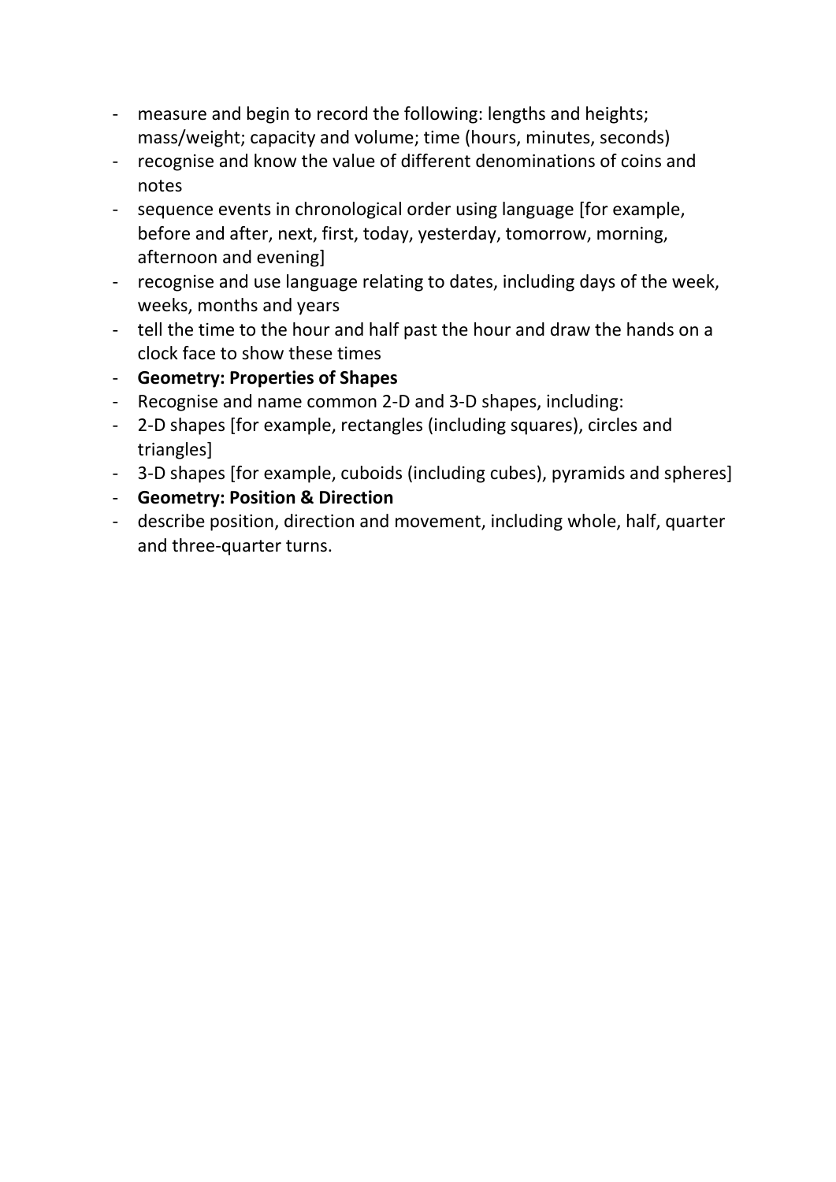- measure and begin to record the following: lengths and heights; mass/weight; capacity and volume; time (hours, minutes, seconds)
- recognise and know the value of different denominations of coins and notes
- sequence events in chronological order using language [for example, before and after, next, first, today, yesterday, tomorrow, morning, afternoon and evening]
- recognise and use language relating to dates, including days of the week, weeks, months and years
- tell the time to the hour and half past the hour and draw the hands on a clock face to show these times
- **Geometry: Properties of Shapes**
- Recognise and name common 2-D and 3-D shapes, including:
- 2-D shapes [for example, rectangles (including squares), circles and triangles]
- 3-D shapes [for example, cuboids (including cubes), pyramids and spheres]
- **Geometry: Position & Direction**
- describe position, direction and movement, including whole, half, quarter and three-quarter turns.